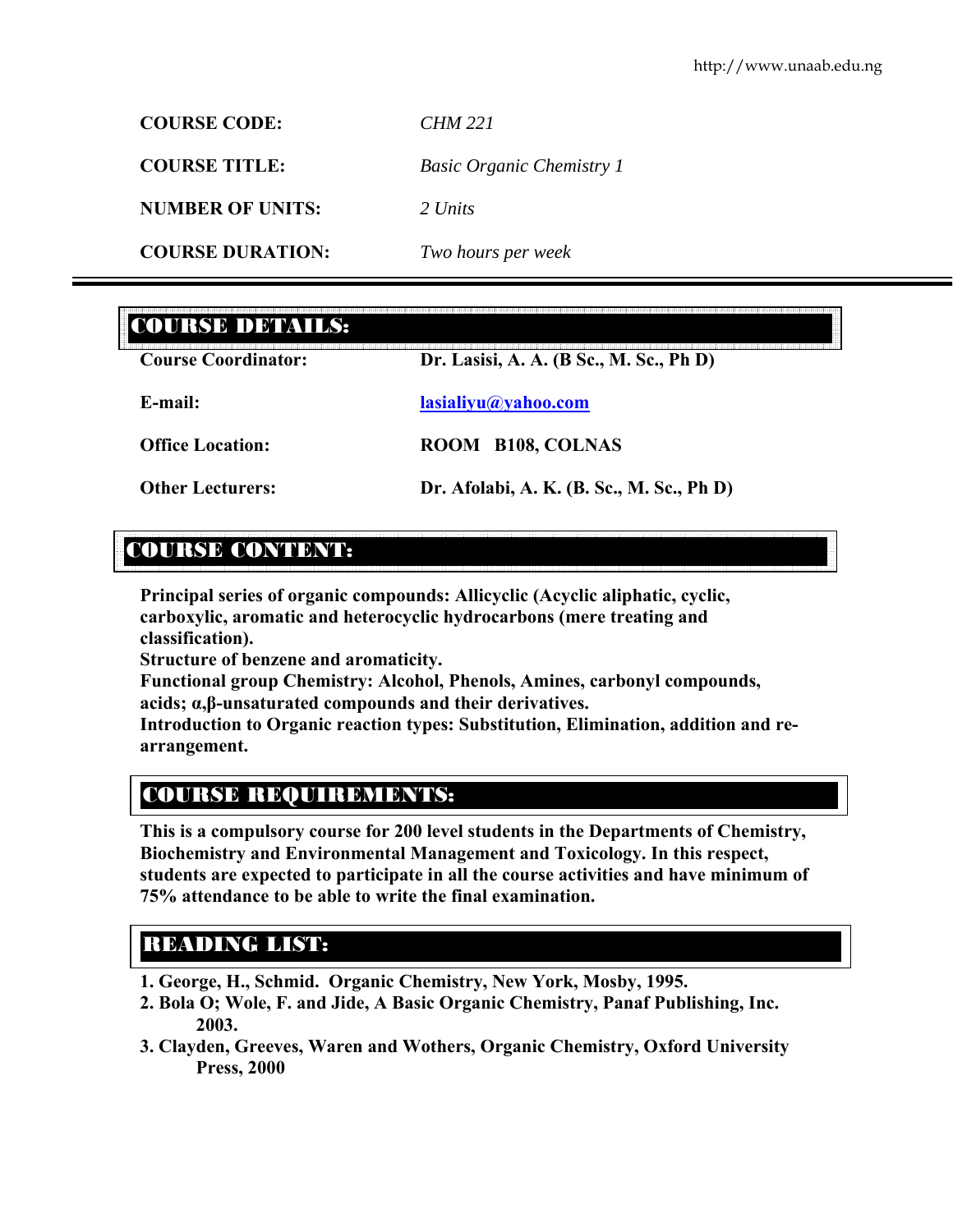| | |
|---|---|
| **COURSE CODE:** | *CHM 221* |
| **COURSE TITLE:** | *Basic Organic Chemistry 1* |
| **NUMBER OF UNITS:** | *2 Units* |
| **COURSE DURATION:** | *Two hours per week* |

## COURSE DETAILS:

| | |
|---|---|
| **Course Coordinator:** | **Dr. Lasisi, A. A. (B Sc., M. Sc., Ph D)** |
| **E-mail:** | **lasialiyu@yahoo.com** |
| **Office Location:** | **ROOM B108, COLNAS** |
| **Other Lecturers:** | **Dr. Afolabi, A. K. (B. Sc., M. Sc., Ph D)** |

## COURSE CONTENT:

**Principal series of organic compounds: Allicyclic (Acyclic aliphatic, cyclic, carboxylic, aromatic and heterocyclic hydrocarbons (mere treating and classification).**
**Structure of benzene and aromaticity.**
**Functional group Chemistry: Alcohol, Phenols, Amines, carbonyl compounds, acids; α,β-unsaturated compounds and their derivatives.**
**Introduction to Organic reaction types: Substitution, Elimination, addition and re-arrangement.**

## COURSE REQUIREMENTS:

**This is a compulsory course for 200 level students in the Departments of Chemistry, Biochemistry and Environmental Management and Toxicology. In this respect, students are expected to participate in all the course activities and have minimum of 75% attendance to be able to write the final examination.**

## READING LIST:

1. **George, H., Schmid. Organic Chemistry, New York, Mosby, 1995.**
2. **Bola O; Wole, F. and Jide, A Basic Organic Chemistry, Panaf Publishing, Inc. 2003.**
3. **Clayden, Greeves, Waren and Wothers, Organic Chemistry, Oxford University Press, 2000**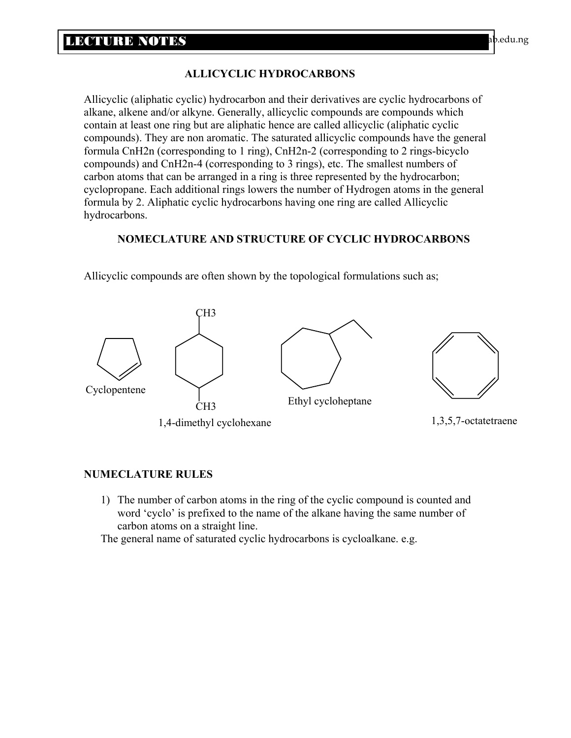## ALLICYCLIC HYDROCARBONS

Allicyclic (aliphatic cyclic) hydrocarbon and their derivatives are cyclic hydrocarbons of alkane, alkene and/or alkyne. Generally, allicyclic compounds are compounds which contain at least one ring but are aliphatic hence are called allicyclic (aliphatic cyclic compounds). They are non aromatic. The saturated allicyclic compounds have the general formula $C_nH_{2n}$ (corresponding to 1 ring), $C_nH_{2n-2}$ (corresponding to 2 rings-bicyclo compounds) and $C_nH_{2n-4}$ (corresponding to 3 rings), etc. The smallest numbers of carbon atoms that can be arranged in a ring is three represented by the hydrocarbon; cyclopropane. Each additional rings lowers the number of Hydrogen atoms in the general formula by 2. Aliphatic cyclic hydrocarbons having one ring are called Allicyclic hydrocarbons.

### NOMECLATURE AND STRUCTURE OF CYCLIC HYDROCARBONS

Allicyclic compounds are often shown by the topological formulations such as;

Cyclopentene

$CH_3$ / $CH_3$

1,4-dimethyl cyclohexane

Ethyl cycloheptane

1,3,5,7-octatetraene

### NUMECLATURE RULES

1) The number of carbon atoms in the ring of the cyclic compound is counted and word 'cyclo' is prefixed to the name of the alkane having the same number of carbon atoms on a straight line.

The general name of saturated cyclic hydrocarbons is cycloalkane. e.g.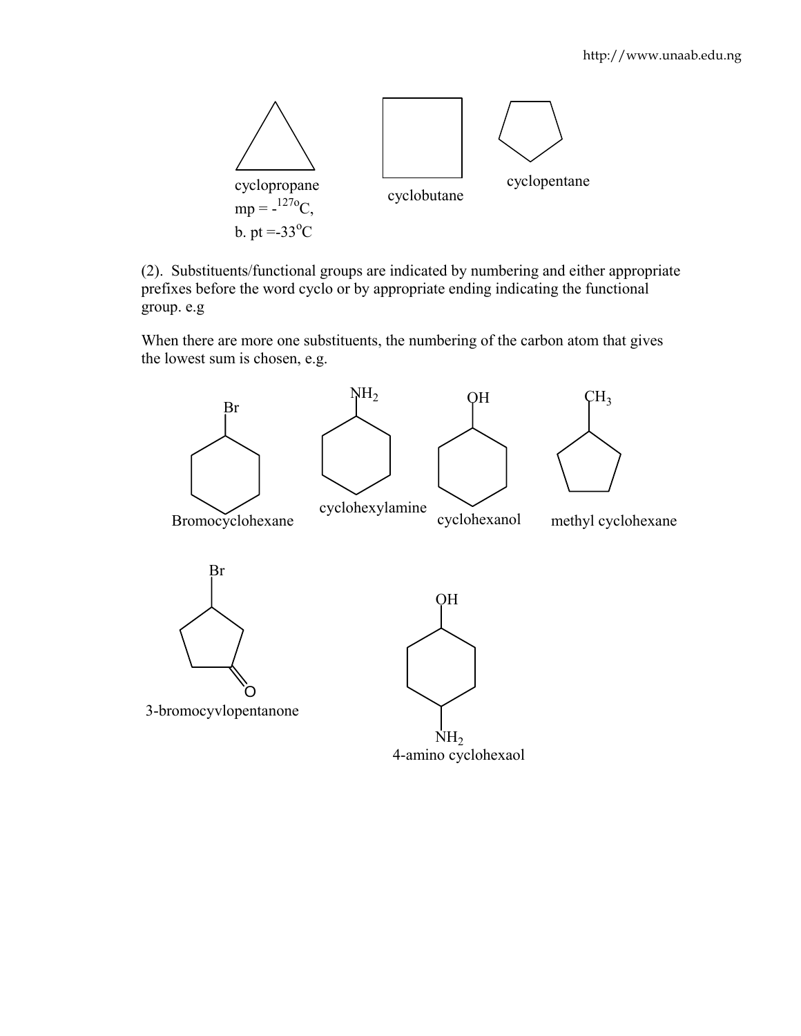cyclopropane
mp = -$^{127o}$C,
b. pt =-33$^{o}$C

cyclobutane

cyclopentane

(2). Substituents/functional groups are indicated by numbering and either appropriate prefixes before the word cyclo or by appropriate ending indicating the functional group. e.g

When there are more one substituents, the numbering of the carbon atom that gives the lowest sum is chosen, e.g.

Br

Bromocyclohexane

$NH_2$

cyclohexylamine

OH

cyclohexanol

$CH_3$

methyl cyclohexane

Br

O

3-bromocyvlopentanone

OH

$NH_2$

4-amino cyclohexaol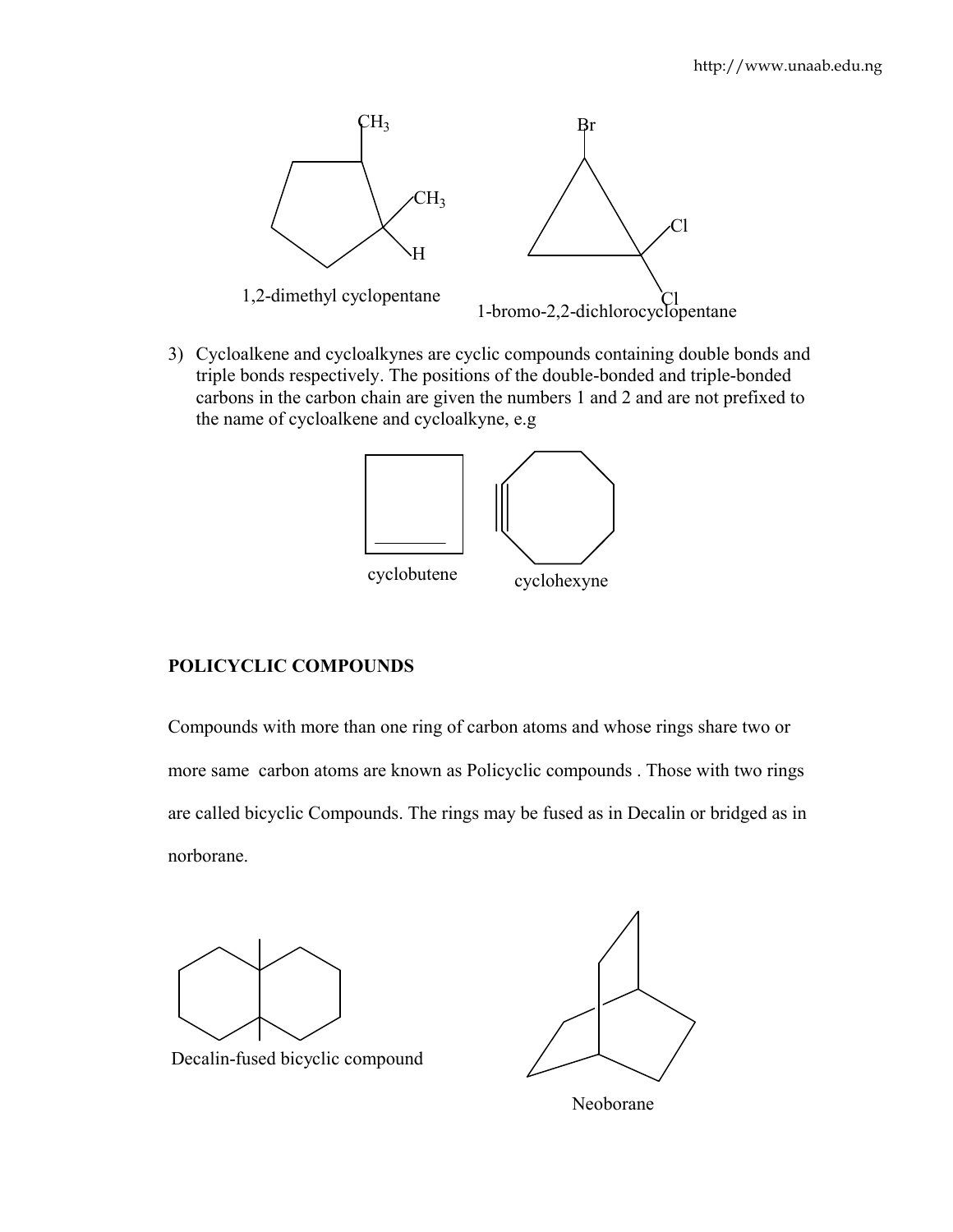$CH_3$

$CH_3$

H

1,2-dimethyl cyclopentane

Br

Cl

Cl

1-bromo-2,2-dichlorocyclopentane

3) Cycloalkene and cycloalkynes are cyclic compounds containing double bonds and triple bonds respectively. The positions of the double-bonded and triple-bonded carbons in the carbon chain are given the numbers 1 and 2 and are not prefixed to the name of cycloalkene and cycloalkyne, e.g

cyclobutene

cyclohexyne

**POLICYCLIC COMPOUNDS**

Compounds with more than one ring of carbon atoms and whose rings share two or more same carbon atoms are known as Policyclic compounds . Those with two rings are called bicyclic Compounds. The rings may be fused as in Decalin or bridged as in norborane.

Decalin-fused bicyclic compound

Neoborane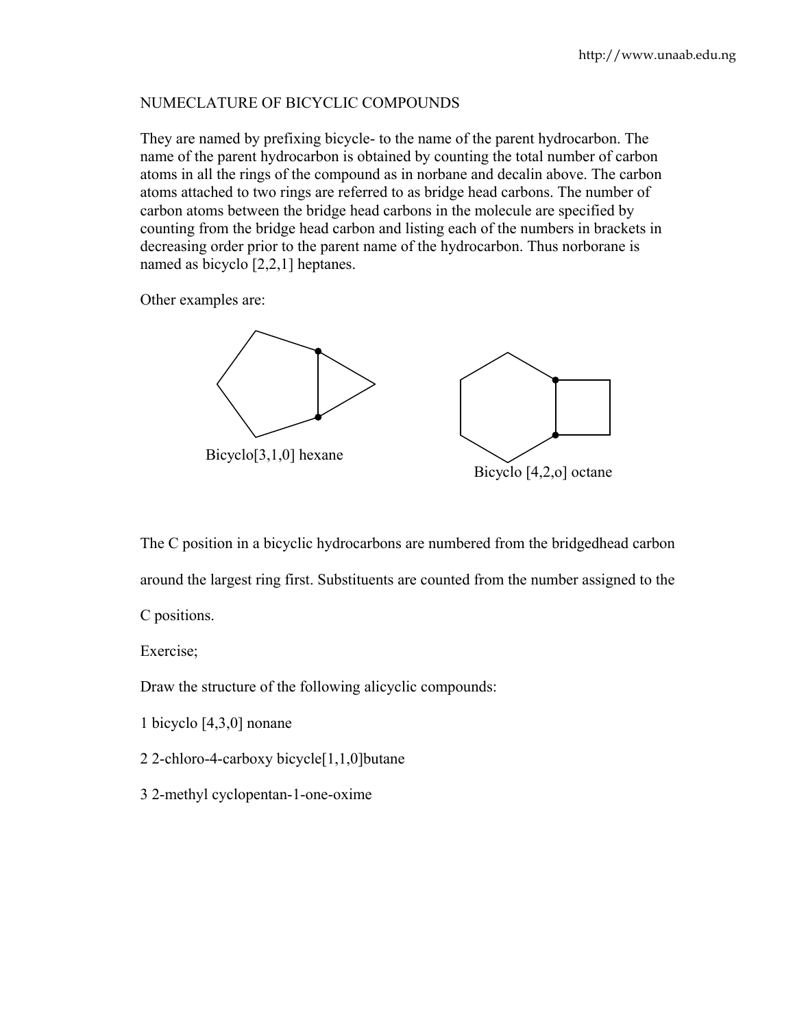NUMECLATURE OF BICYCLIC COMPOUNDS

They are named by prefixing bicycle- to the name of the parent hydrocarbon. The name of the parent hydrocarbon is obtained by counting the total number of carbon atoms in all the rings of the compound as in norbane and decalin above. The carbon atoms attached to two rings are referred to as bridge head carbons. The number of carbon atoms between the bridge head carbons in the molecule are specified by counting from the bridge head carbon and listing each of the numbers in brackets in decreasing order prior to the parent name of the hydrocarbon. Thus norborane is named as bicyclo [2,2,1] heptanes.

Other examples are:

Bicyclo[3,1,0] hexane

Bicyclo [4,2,o] octane

The C position in a bicyclic hydrocarbons are numbered from the bridgedhead carbon around the largest ring first. Substituents are counted from the number assigned to the C positions.

Exercise;

Draw the structure of the following alicyclic compounds:

1 bicyclo [4,3,0] nonane

2 2-chloro-4-carboxy bicycle[1,1,0]butane

3 2-methyl cyclopentan-1-one-oxime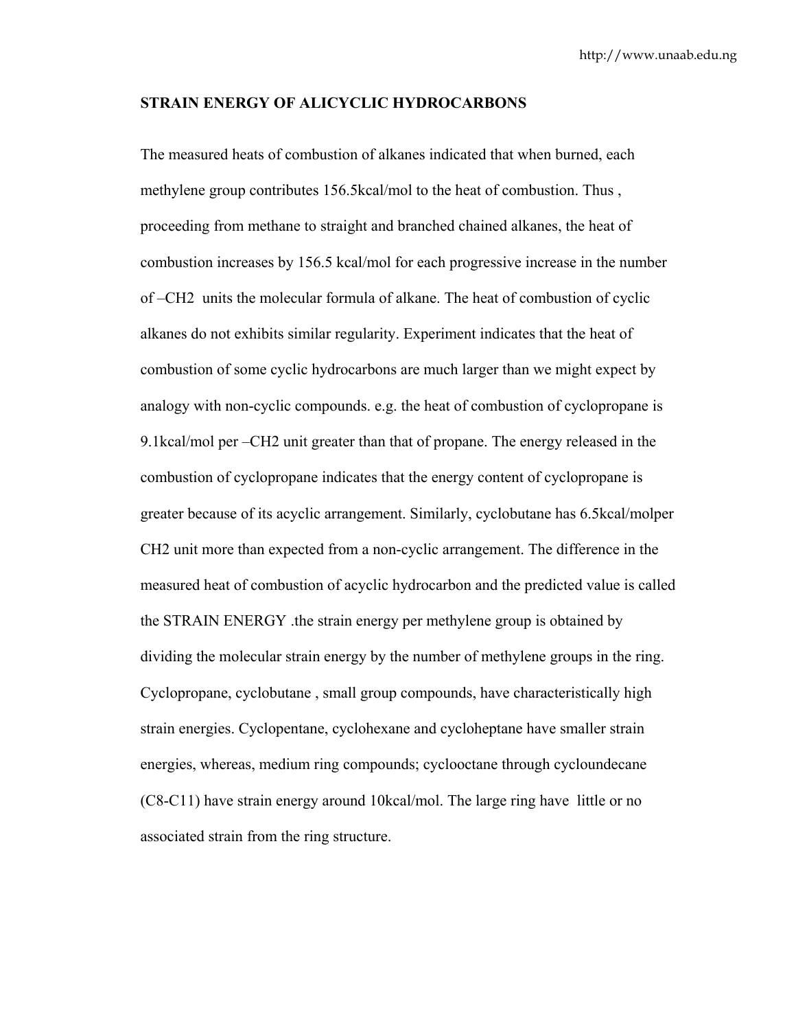**STRAIN ENERGY OF ALICYCLIC HYDROCARBONS**

The measured heats of combustion of alkanes indicated that when burned, each methylene group contributes 156.5kcal/mol to the heat of combustion. Thus , proceeding from methane to straight and branched chained alkanes, the heat of combustion increases by 156.5 kcal/mol for each progressive increase in the number of $–CH_2$ units the molecular formula of alkane. The heat of combustion of cyclic alkanes do not exhibits similar regularity. Experiment indicates that the heat of combustion of some cyclic hydrocarbons are much larger than we might expect by analogy with non-cyclic compounds. e.g. the heat of combustion of cyclopropane is 9.1kcal/mol per $–CH_2$ unit greater than that of propane. The energy released in the combustion of cyclopropane indicates that the energy content of cyclopropane is greater because of its acyclic arrangement. Similarly, cyclobutane has 6.5kcal/molper $CH_2$ unit more than expected from a non-cyclic arrangement. The difference in the measured heat of combustion of acyclic hydrocarbon and the predicted value is called the STRAIN ENERGY .the strain energy per methylene group is obtained by dividing the molecular strain energy by the number of methylene groups in the ring. Cyclopropane, cyclobutane , small group compounds, have characteristically high strain energies. Cyclopentane, cyclohexane and cycloheptane have smaller strain energies, whereas, medium ring compounds; cyclooctane through cycloundecane ($C_8$-$C_{11}$) have strain energy around 10kcal/mol. The large ring have little or no associated strain from the ring structure.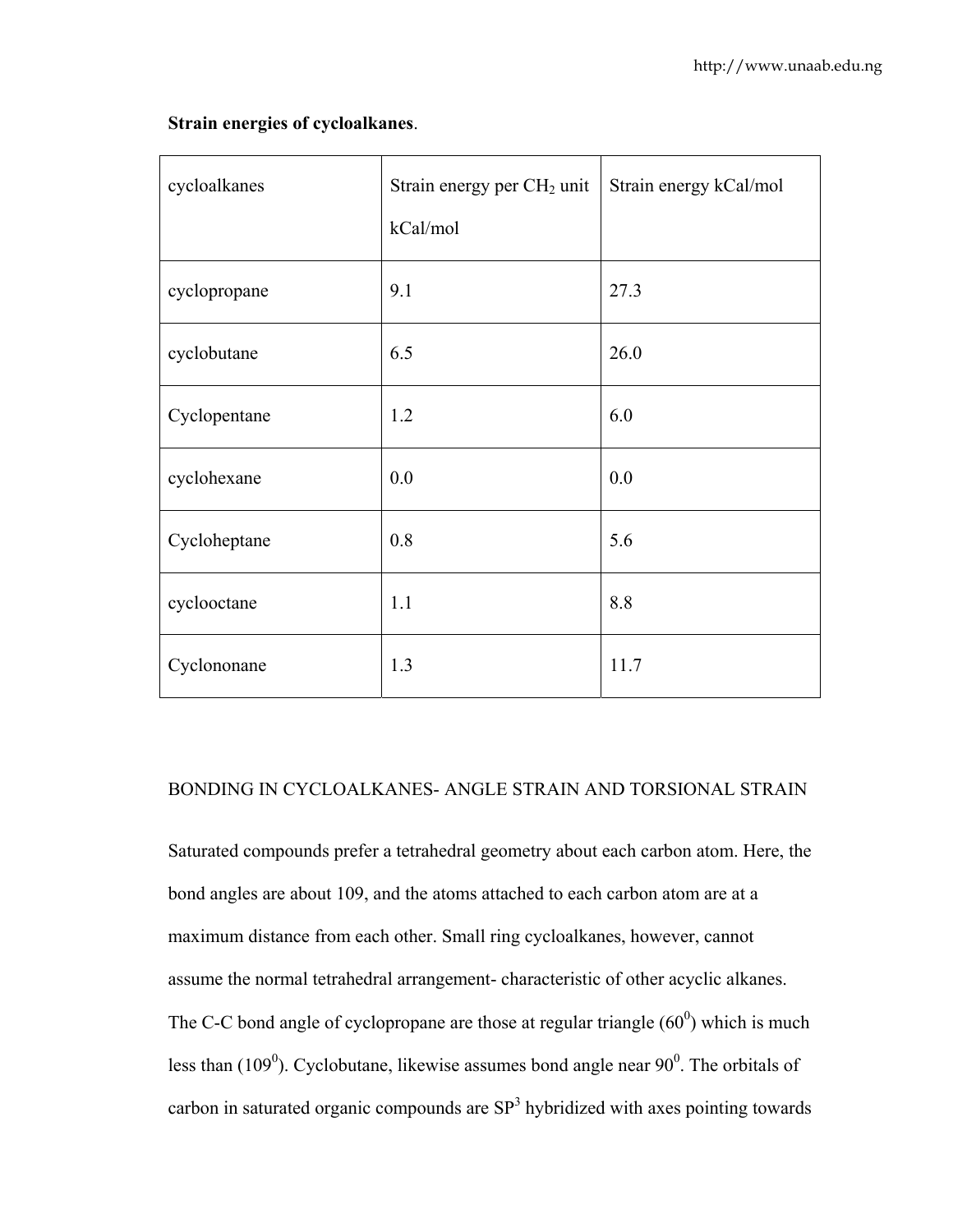**Strain energies of cycloalkanes**.

| cycloalkanes | Strain energy per $CH_2$ unit kCal/mol | Strain energy kCal/mol |
|---|---|---|
| cyclopropane | 9.1 | 27.3 |
| cyclobutane | 6.5 | 26.0 |
| Cyclopentane | 1.2 | 6.0 |
| cyclohexane | 0.0 | 0.0 |
| Cycloheptane | 0.8 | 5.6 |
| cyclooctane | 1.1 | 8.8 |
| Cyclononane | 1.3 | 11.7 |

BONDING IN CYCLOALKANES- ANGLE STRAIN AND TORSIONAL STRAIN

Saturated compounds prefer a tetrahedral geometry about each carbon atom. Here, the bond angles are about 109, and the atoms attached to each carbon atom are at a maximum distance from each other. Small ring cycloalkanes, however, cannot assume the normal tetrahedral arrangement- characteristic of other acyclic alkanes. The C-C bond angle of cyclopropane are those at regular triangle ($60^0$) which is much less than ($109^0$). Cyclobutane, likewise assumes bond angle near $90^0$. The orbitals of carbon in saturated organic compounds are $SP^3$ hybridized with axes pointing towards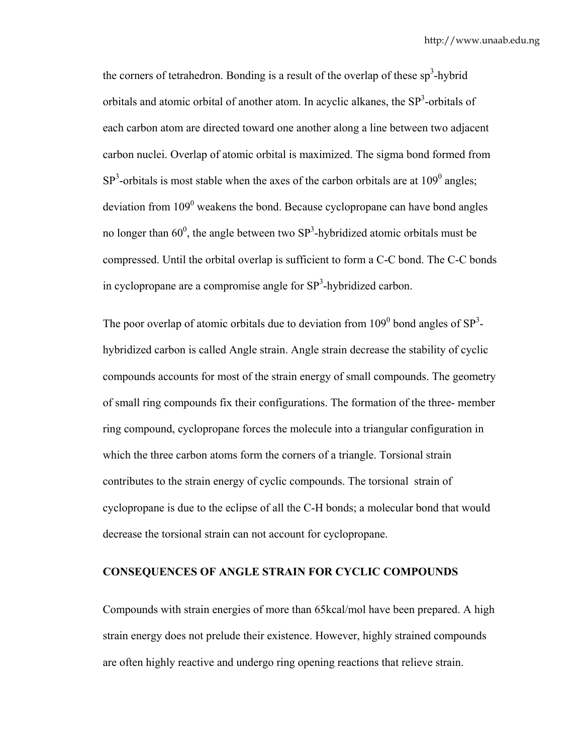the corners of tetrahedron. Bonding is a result of the overlap of these $sp^3$-hybrid orbitals and atomic orbital of another atom. In acyclic alkanes, the $SP^3$-orbitals of each carbon atom are directed toward one another along a line between two adjacent carbon nuclei. Overlap of atomic orbital is maximized. The sigma bond formed from $SP^3$-orbitals is most stable when the axes of the carbon orbitals are at $109^0$ angles; deviation from $109^0$ weakens the bond. Because cyclopropane can have bond angles no longer than $60^0$, the angle between two $SP^3$-hybridized atomic orbitals must be compressed. Until the orbital overlap is sufficient to form a C-C bond. The C-C bonds in cyclopropane are a compromise angle for $SP^3$-hybridized carbon.

The poor overlap of atomic orbitals due to deviation from $109^0$ bond angles of $SP^3$-hybridized carbon is called Angle strain. Angle strain decrease the stability of cyclic compounds accounts for most of the strain energy of small compounds. The geometry of small ring compounds fix their configurations. The formation of the three- member ring compound, cyclopropane forces the molecule into a triangular configuration in which the three carbon atoms form the corners of a triangle. Torsional strain contributes to the strain energy of cyclic compounds. The torsional strain of cyclopropane is due to the eclipse of all the C-H bonds; a molecular bond that would decrease the torsional strain can not account for cyclopropane.

**CONSEQUENCES OF ANGLE STRAIN FOR CYCLIC COMPOUNDS**

Compounds with strain energies of more than 65kcal/mol have been prepared. A high strain energy does not prelude their existence. However, highly strained compounds are often highly reactive and undergo ring opening reactions that relieve strain.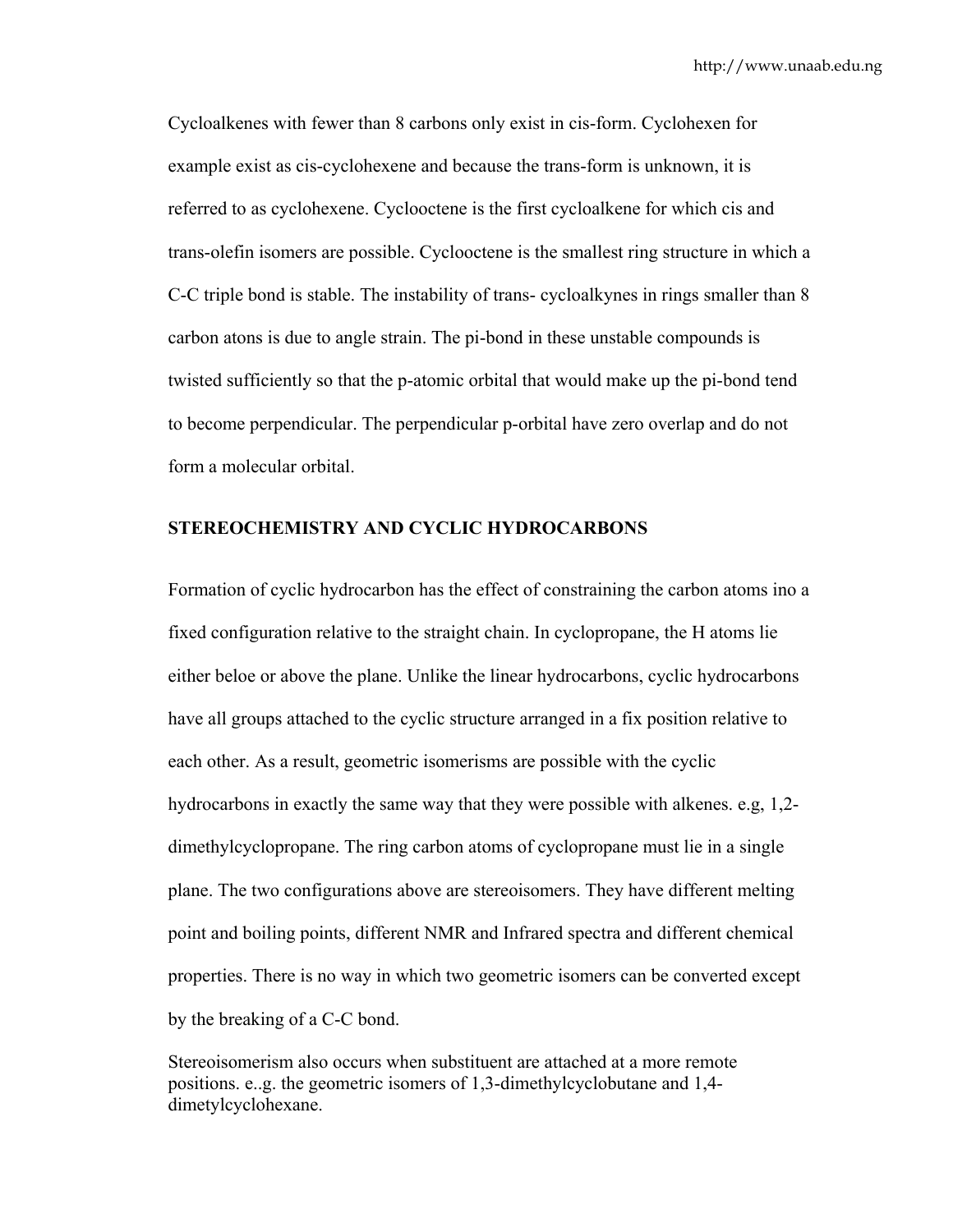Cycloalkenes with fewer than 8 carbons only exist in cis-form. Cyclohexen for example exist as cis-cyclohexene and because the trans-form is unknown, it is referred to as cyclohexene. Cyclooctene is the first cycloalkene for which cis and trans-olefin isomers are possible. Cyclooctene is the smallest ring structure in which a C-C triple bond is stable. The instability of trans- cycloalkynes in rings smaller than 8 carbon atons is due to angle strain. The pi-bond in these unstable compounds is twisted sufficiently so that the p-atomic orbital that would make up the pi-bond tend to become perpendicular. The perpendicular p-orbital have zero overlap and do not form a molecular orbital.

**STEREOCHEMISTRY AND CYCLIC HYDROCARBONS**

Formation of cyclic hydrocarbon has the effect of constraining the carbon atoms ino a fixed configuration relative to the straight chain. In cyclopropane, the H atoms lie either beloe or above the plane. Unlike the linear hydrocarbons, cyclic hydrocarbons have all groups attached to the cyclic structure arranged in a fix position relative to each other. As a result, geometric isomerisms are possible with the cyclic hydrocarbons in exactly the same way that they were possible with alkenes. e.g, 1,2-dimethylcyclopropane. The ring carbon atoms of cyclopropane must lie in a single plane. The two configurations above are stereoisomers. They have different melting point and boiling points, different NMR and Infrared spectra and different chemical properties. There is no way in which two geometric isomers can be converted except by the breaking of a C-C bond.

Stereoisomerism also occurs when substituent are attached at a more remote positions. e..g. the geometric isomers of 1,3-dimethylcyclobutane and 1,4-dimetylcyclohexane.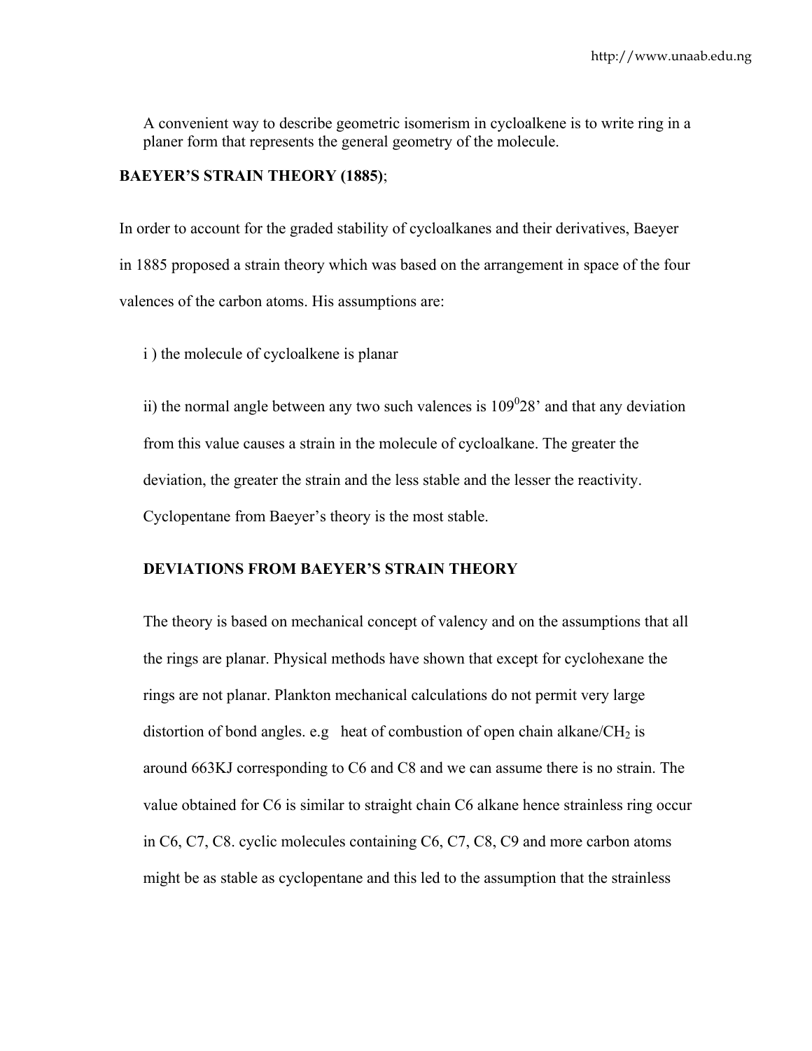A convenient way to describe geometric isomerism in cycloalkene is to write ring in a planer form that represents the general geometry of the molecule.

**BAEYER'S STRAIN THEORY (1885)**;

In order to account for the graded stability of cycloalkanes and their derivatives, Baeyer in 1885 proposed a strain theory which was based on the arrangement in space of the four valences of the carbon atoms. His assumptions are:

i ) the molecule of cycloalkene is planar

ii) the normal angle between any two such valences is $109^0 28'$ and that any deviation from this value causes a strain in the molecule of cycloalkane. The greater the deviation, the greater the strain and the less stable and the lesser the reactivity. Cyclopentane from Baeyer's theory is the most stable.

**DEVIATIONS FROM BAEYER'S STRAIN THEORY**

The theory is based on mechanical concept of valency and on the assumptions that all the rings are planar. Physical methods have shown that except for cyclohexane the rings are not planar. Plankton mechanical calculations do not permit very large distortion of bond angles. e.g heat of combustion of open chain alkane/$CH_2$ is around 663KJ corresponding to C6 and C8 and we can assume there is no strain. The value obtained for C6 is similar to straight chain C6 alkane hence strainless ring occur in C6, C7, C8. cyclic molecules containing C6, C7, C8, C9 and more carbon atoms might be as stable as cyclopentane and this led to the assumption that the strainless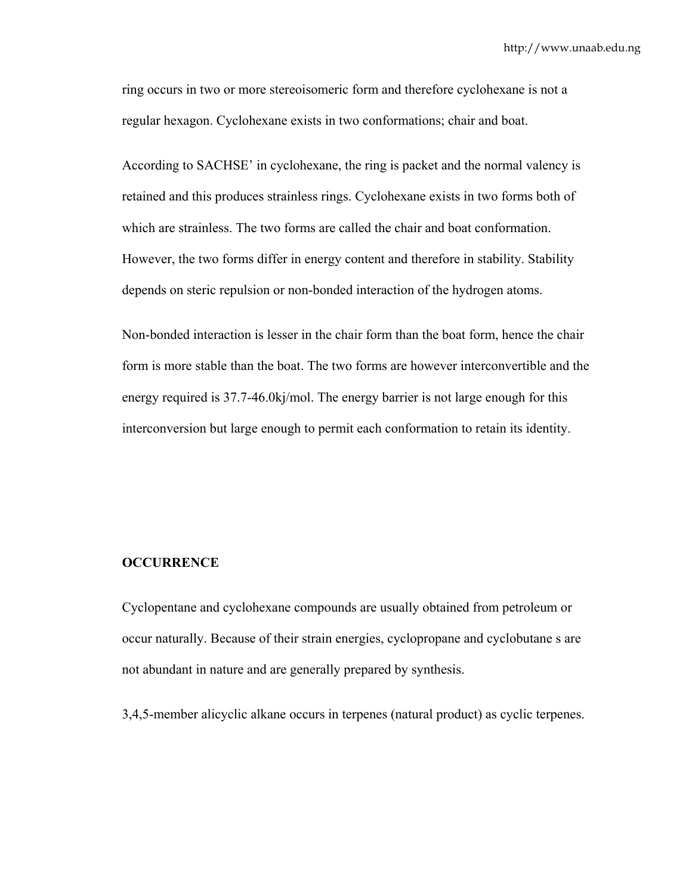ring occurs in two or more stereoisomeric form and therefore cyclohexane is not a regular hexagon. Cyclohexane exists in two conformations; chair and boat.

According to SACHSE' in cyclohexane, the ring is packet and the normal valency is retained and this produces strainless rings. Cyclohexane exists in two forms both of which are strainless. The two forms are called the chair and boat conformation. However, the two forms differ in energy content and therefore in stability. Stability depends on steric repulsion or non-bonded interaction of the hydrogen atoms.

Non-bonded interaction is lesser in the chair form than the boat form, hence the chair form is more stable than the boat. The two forms are however interconvertible and the energy required is 37.7-46.0kj/mol. The energy barrier is not large enough for this interconversion but large enough to permit each conformation to retain its identity.

**OCCURRENCE**

Cyclopentane and cyclohexane compounds are usually obtained from petroleum or occur naturally. Because of their strain energies, cyclopropane and cyclobutane s are not abundant in nature and are generally prepared by synthesis.

3,4,5-member alicyclic alkane occurs in terpenes (natural product) as cyclic terpenes.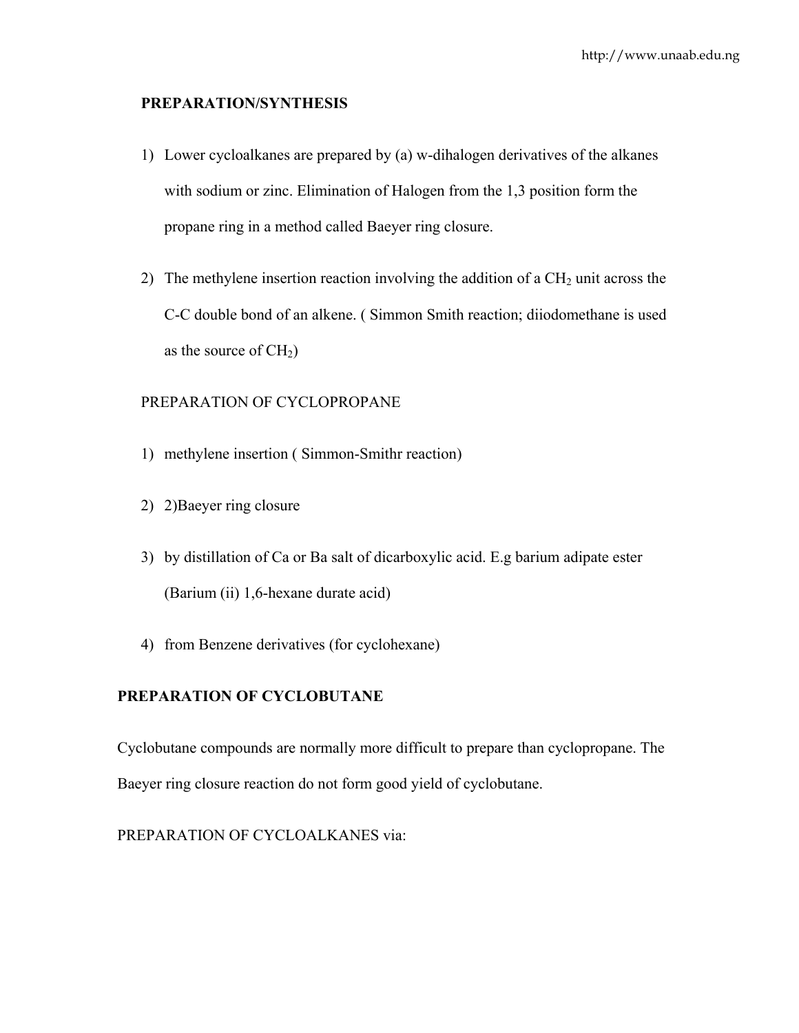**PREPARATION/SYNTHESIS**

1) Lower cycloalkanes are prepared by (a) w-dihalogen derivatives of the alkanes with sodium or zinc. Elimination of Halogen from the 1,3 position form the propane ring in a method called Baeyer ring closure.

2) The methylene insertion reaction involving the addition of a $CH_2$ unit across the C-C double bond of an alkene. ( Simmon Smith reaction; diiodomethane is used as the source of $CH_2$)

PREPARATION OF CYCLOPROPANE

1) methylene insertion ( Simmon-Smithr reaction)
2) 2)Baeyer ring closure
3) by distillation of Ca or Ba salt of dicarboxylic acid. E.g barium adipate ester (Barium (ii) 1,6-hexane durate acid)
4) from Benzene derivatives (for cyclohexane)

**PREPARATION OF CYCLOBUTANE**

Cyclobutane compounds are normally more difficult to prepare than cyclopropane. The Baeyer ring closure reaction do not form good yield of cyclobutane.

PREPARATION OF CYCLOALKANES via: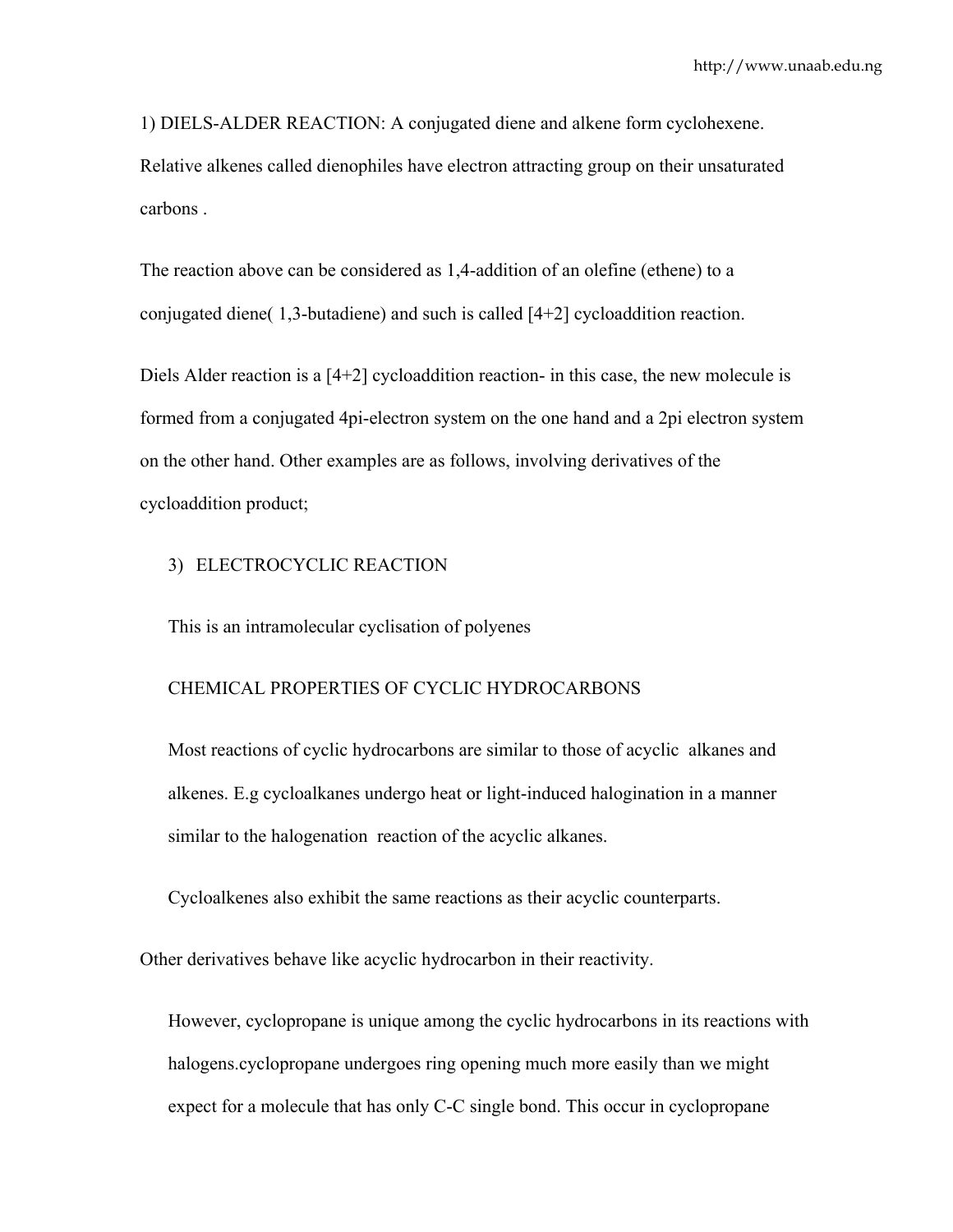1) DIELS-ALDER REACTION: A conjugated diene and alkene form cyclohexene. Relative alkenes called dienophiles have electron attracting group on their unsaturated carbons .

The reaction above can be considered as 1,4-addition of an olefine (ethene) to a conjugated diene( 1,3-butadiene) and such is called [4+2] cycloaddition reaction.

Diels Alder reaction is a [4+2] cycloaddition reaction- in this case, the new molecule is formed from a conjugated 4pi-electron system on the one hand and a 2pi electron system on the other hand. Other examples are as follows, involving derivatives of the cycloaddition product;

3) ELECTROCYCLIC REACTION

This is an intramolecular cyclisation of polyenes

CHEMICAL PROPERTIES OF CYCLIC HYDROCARBONS

Most reactions of cyclic hydrocarbons are similar to those of acyclic alkanes and alkenes. E.g cycloalkanes undergo heat or light-induced halogination in a manner similar to the halogenation reaction of the acyclic alkanes.

Cycloalkenes also exhibit the same reactions as their acyclic counterparts.

Other derivatives behave like acyclic hydrocarbon in their reactivity.

However, cyclopropane is unique among the cyclic hydrocarbons in its reactions with halogens.cyclopropane undergoes ring opening much more easily than we might expect for a molecule that has only C-C single bond. This occur in cyclopropane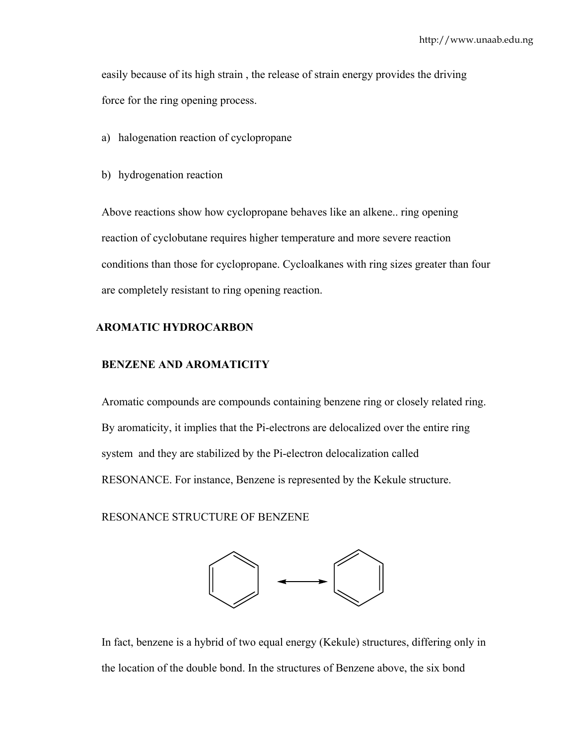easily because of its high strain , the release of strain energy provides the driving force for the ring opening process.

a) halogenation reaction of cyclopropane

b) hydrogenation reaction

Above reactions show how cyclopropane behaves like an alkene.. ring opening reaction of cyclobutane requires higher temperature and more severe reaction conditions than those for cyclopropane. Cycloalkanes with ring sizes greater than four are completely resistant to ring opening reaction.

## AROMATIC HYDROCARBON

### BENZENE AND AROMATICITY

Aromatic compounds are compounds containing benzene ring or closely related ring. By aromaticity, it implies that the Pi-electrons are delocalized over the entire ring system and they are stabilized by the Pi-electron delocalization called RESONANCE. For instance, Benzene is represented by the Kekule structure.

RESONANCE STRUCTURE OF BENZENE

In fact, benzene is a hybrid of two equal energy (Kekule) structures, differing only in the location of the double bond. In the structures of Benzene above, the six bond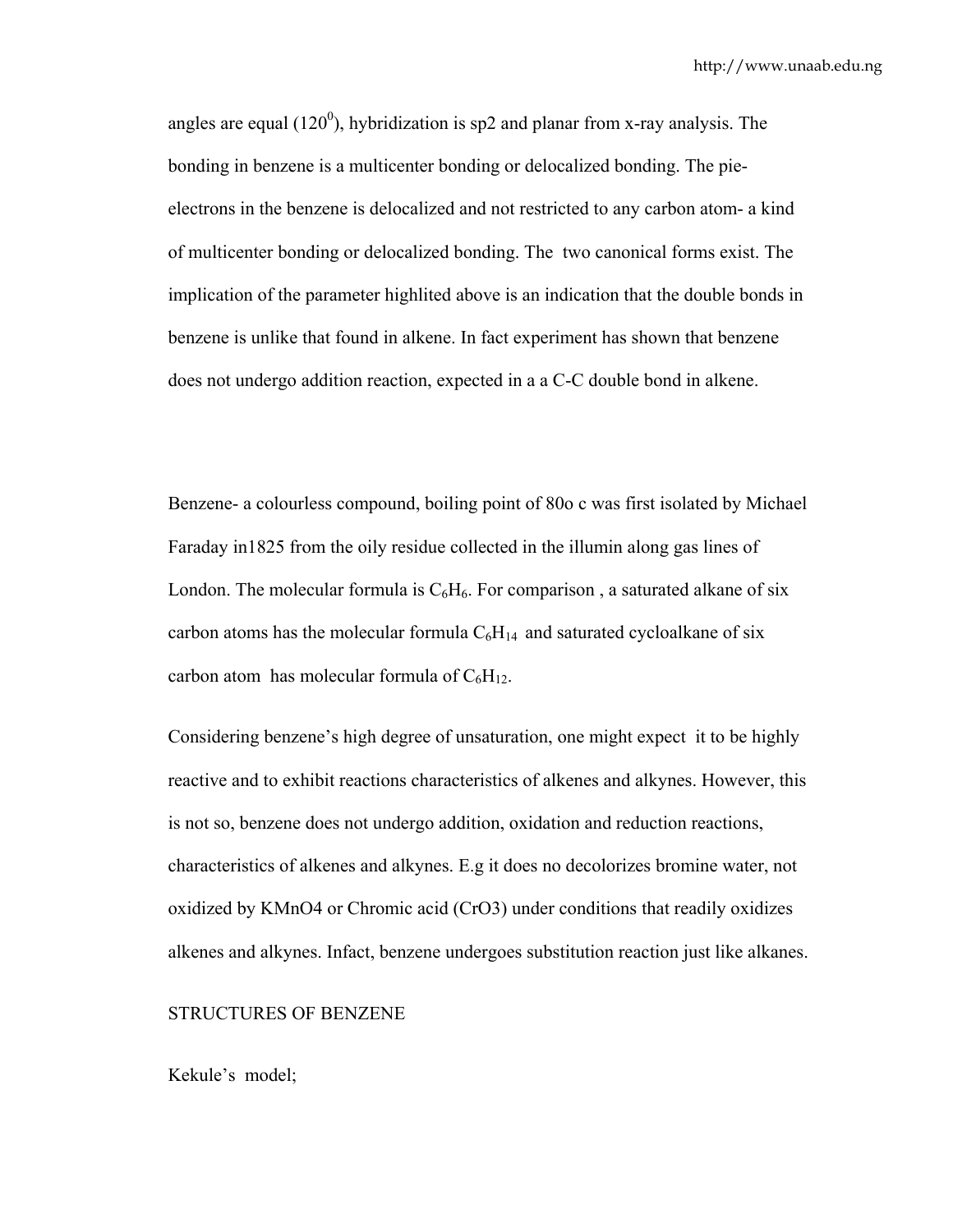angles are equal ($120^0$), hybridization is sp2 and planar from x-ray analysis. The bonding in benzene is a multicenter bonding or delocalized bonding. The pie-electrons in the benzene is delocalized and not restricted to any carbon atom- a kind of multicenter bonding or delocalized bonding. The two canonical forms exist. The implication of the parameter highlited above is an indication that the double bonds in benzene is unlike that found in alkene. In fact experiment has shown that benzene does not undergo addition reaction, expected in a a C-C double bond in alkene.

Benzene- a colourless compound, boiling point of 80o c was first isolated by Michael Faraday in1825 from the oily residue collected in the illumin along gas lines of London. The molecular formula is $C_6H_6$. For comparison , a saturated alkane of six carbon atoms has the molecular formula $C_6H_{14}$ and saturated cycloalkane of six carbon atom has molecular formula of $C_6H_{12}$.

Considering benzene's high degree of unsaturation, one might expect it to be highly reactive and to exhibit reactions characteristics of alkenes and alkynes. However, this is not so, benzene does not undergo addition, oxidation and reduction reactions, characteristics of alkenes and alkynes. E.g it does no decolorizes bromine water, not oxidized by $KMnO_4$ or Chromic acid ($CrO_3$) under conditions that readily oxidizes alkenes and alkynes. Infact, benzene undergoes substitution reaction just like alkanes.

STRUCTURES OF BENZENE

Kekule's model;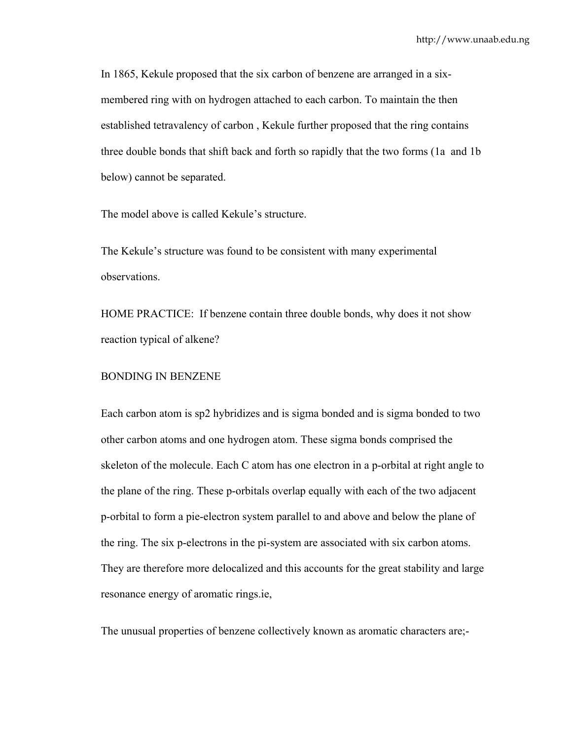In 1865, Kekule proposed that the six carbon of benzene are arranged in a six-membered ring with on hydrogen attached to each carbon. To maintain the then established tetravalency of carbon , Kekule further proposed that the ring contains three double bonds that shift back and forth so rapidly that the two forms (1a and 1b below) cannot be separated.

The model above is called Kekule's structure.

The Kekule's structure was found to be consistent with many experimental observations.

HOME PRACTICE: If benzene contain three double bonds, why does it not show reaction typical of alkene?

## BONDING IN BENZENE

Each carbon atom is sp2 hybridizes and is sigma bonded and is sigma bonded to two other carbon atoms and one hydrogen atom. These sigma bonds comprised the skeleton of the molecule. Each C atom has one electron in a p-orbital at right angle to the plane of the ring. These p-orbitals overlap equally with each of the two adjacent p-orbital to form a pie-electron system parallel to and above and below the plane of the ring. The six p-electrons in the pi-system are associated with six carbon atoms. They are therefore more delocalized and this accounts for the great stability and large resonance energy of aromatic rings.ie,

The unusual properties of benzene collectively known as aromatic characters are;-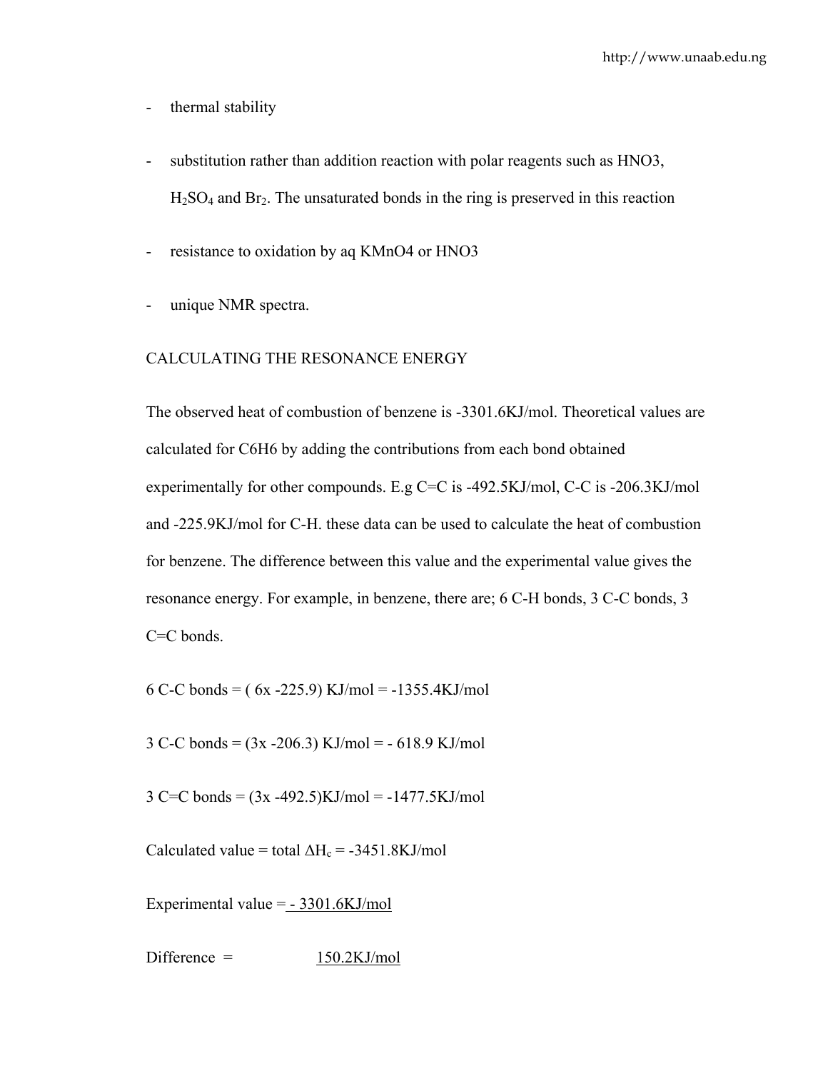- thermal stability
- substitution rather than addition reaction with polar reagents such as HNO3, $H_2SO_4$ and $Br_2$. The unsaturated bonds in the ring is preserved in this reaction
- resistance to oxidation by aq KMnO4 or HNO3
- unique NMR spectra.

CALCULATING THE RESONANCE ENERGY

The observed heat of combustion of benzene is -3301.6KJ/mol. Theoretical values are calculated for C6H6 by adding the contributions from each bond obtained experimentally for other compounds. E.g C=C is -492.5KJ/mol, C-C is -206.3KJ/mol and -225.9KJ/mol for C-H. these data can be used to calculate the heat of combustion for benzene. The difference between this value and the experimental value gives the resonance energy. For example, in benzene, there are; 6 C-H bonds, 3 C-C bonds, 3 C=C bonds.

6 C-C bonds = ( 6x -225.9) KJ/mol = -1355.4KJ/mol

3 C-C bonds = (3x -206.3) KJ/mol = - 618.9 KJ/mol

3 C=C bonds = (3x -492.5)KJ/mol = -1477.5KJ/mol

Calculated value = total $\Delta H_c$ = -3451.8KJ/mol

Experimental value = <u>- 3301.6KJ/mol</u>

Difference = <u>150.2KJ/mol</u>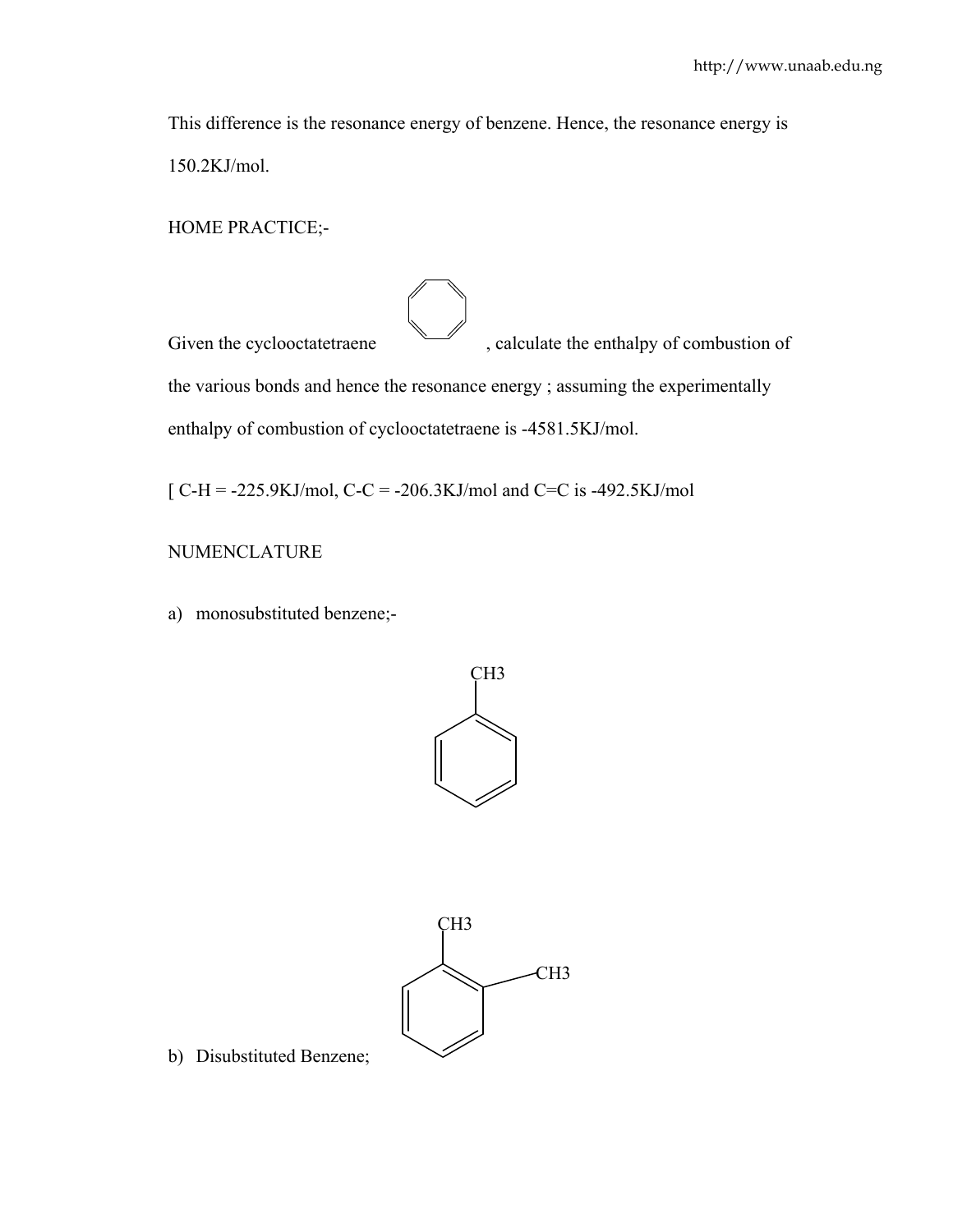This difference is the resonance energy of benzene. Hence, the resonance energy is 150.2KJ/mol.

HOME PRACTICE;-

Given the cyclooctatetraene , calculate the enthalpy of combustion of the various bonds and hence the resonance energy ; assuming the experimentally enthalpy of combustion of cyclooctatetraene is -4581.5KJ/mol.

[ C-H = -225.9KJ/mol, C-C = -206.3KJ/mol and C=C is -492.5KJ/mol

NUMENCLATURE

a) monosubstituted benzene;-

CH3

CH3

CH3

b) Disubstituted Benzene;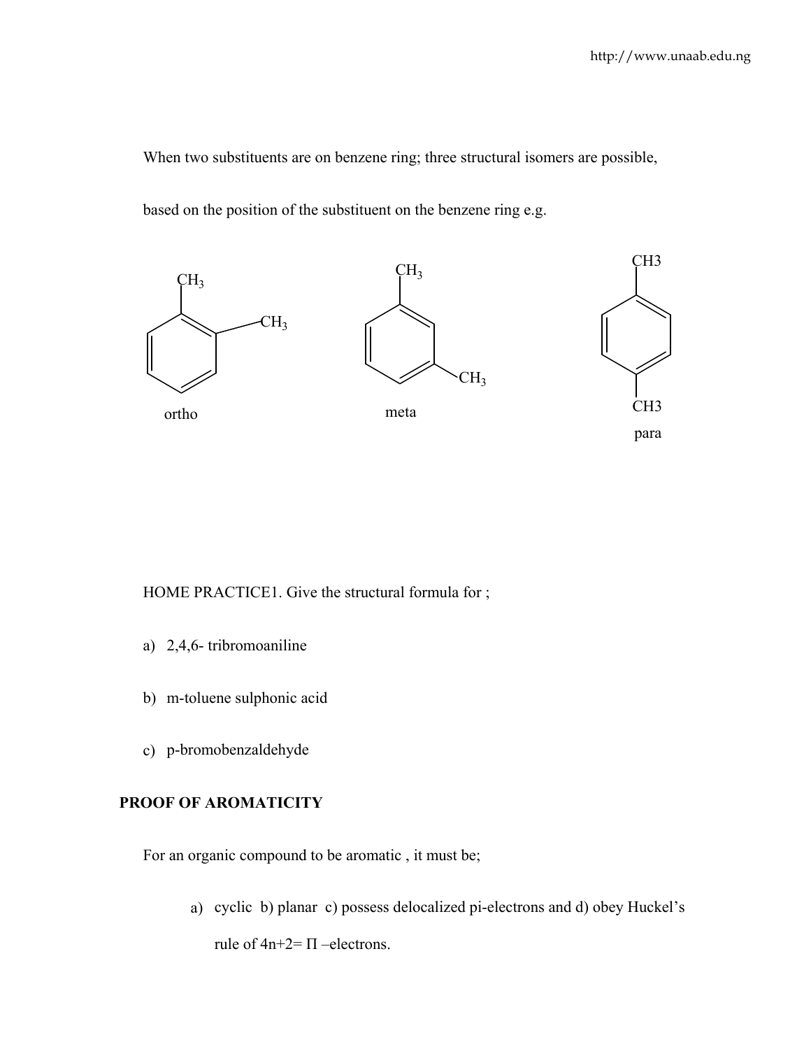When two substituents are on benzene ring; three structural isomers are possible, based on the position of the substituent on the benzene ring e.g.

ortho

meta

para

HOME PRACTICE1. Give the structural formula for ;

a) 2,4,6- tribromoaniline

b) m-toluene sulphonic acid

c) p-bromobenzaldehyde

**PROOF OF AROMATICITY**

For an organic compound to be aromatic , it must be;

a) cyclic b) planar c) possess delocalized pi-electrons and d) obey Huckel's rule of $4n+2= \Pi$ –electrons.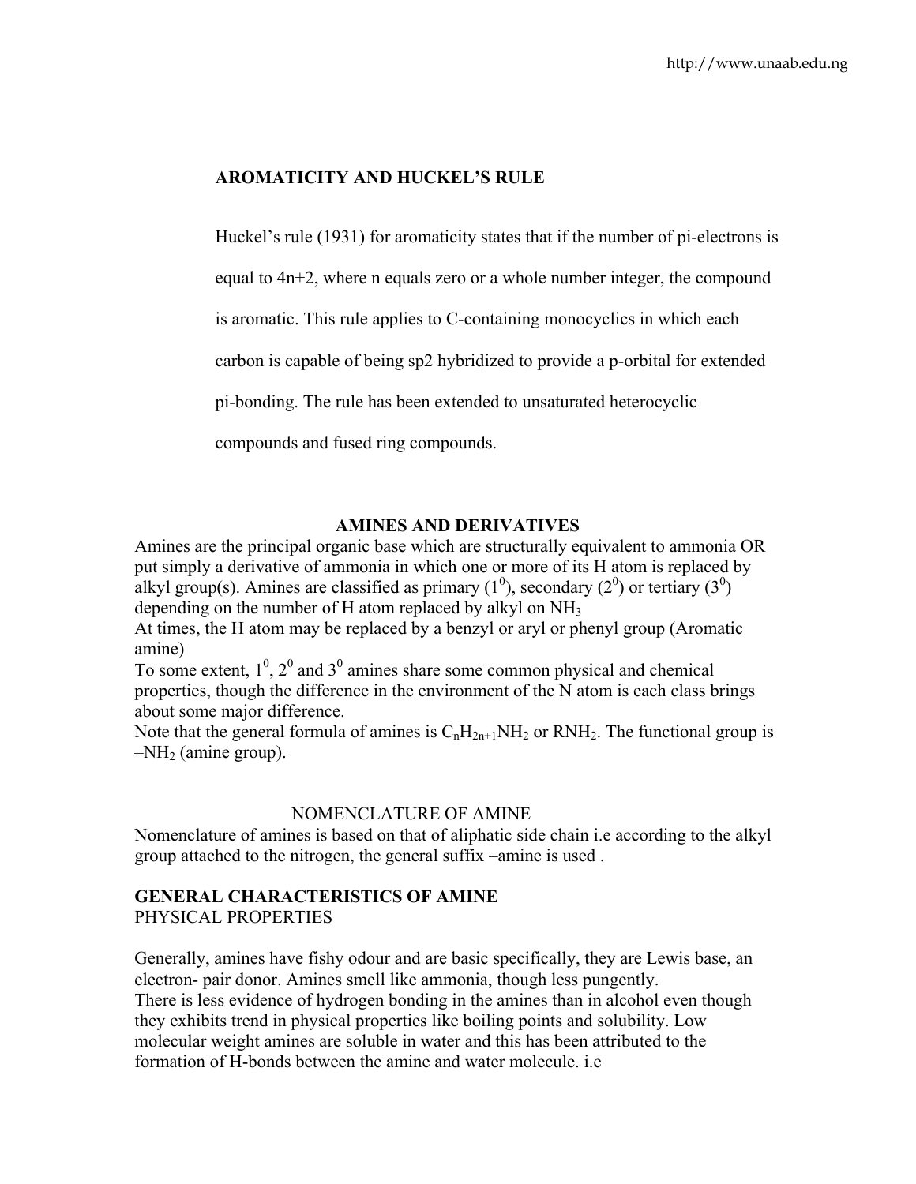## AROMATICITY AND HUCKEL'S RULE

Huckel's rule (1931) for aromaticity states that if the number of pi-electrons is equal to 4n+2, where n equals zero or a whole number integer, the compound is aromatic. This rule applies to C-containing monocyclics in which each carbon is capable of being sp2 hybridized to provide a p-orbital for extended pi-bonding. The rule has been extended to unsaturated heterocyclic compounds and fused ring compounds.

## AMINES AND DERIVATIVES

Amines are the principal organic base which are structurally equivalent to ammonia OR put simply a derivative of ammonia in which one or more of its H atom is replaced by alkyl group(s). Amines are classified as primary ($1^0$), secondary ($2^0$) or tertiary ($3^0$) depending on the number of H atom replaced by alkyl on $NH_3$

At times, the H atom may be replaced by a benzyl or aryl or phenyl group (Aromatic amine)

To some extent, $1^0$, $2^0$ and $3^0$ amines share some common physical and chemical properties, though the difference in the environment of the N atom is each class brings about some major difference.

Note that the general formula of amines is $C_nH_{2n+1}NH_2$ or $RNH_2$. The functional group is $–NH_2$ (amine group).

### NOMENCLATURE OF AMINE

Nomenclature of amines is based on that of aliphatic side chain i.e according to the alkyl group attached to the nitrogen, the general suffix –amine is used .

### GENERAL CHARACTERISTICS OF AMINE

PHYSICAL PROPERTIES

Generally, amines have fishy odour and are basic specifically, they are Lewis base, an electron- pair donor. Amines smell like ammonia, though less pungently.

There is less evidence of hydrogen bonding in the amines than in alcohol even though they exhibits trend in physical properties like boiling points and solubility. Low molecular weight amines are soluble in water and this has been attributed to the formation of H-bonds between the amine and water molecule. i.e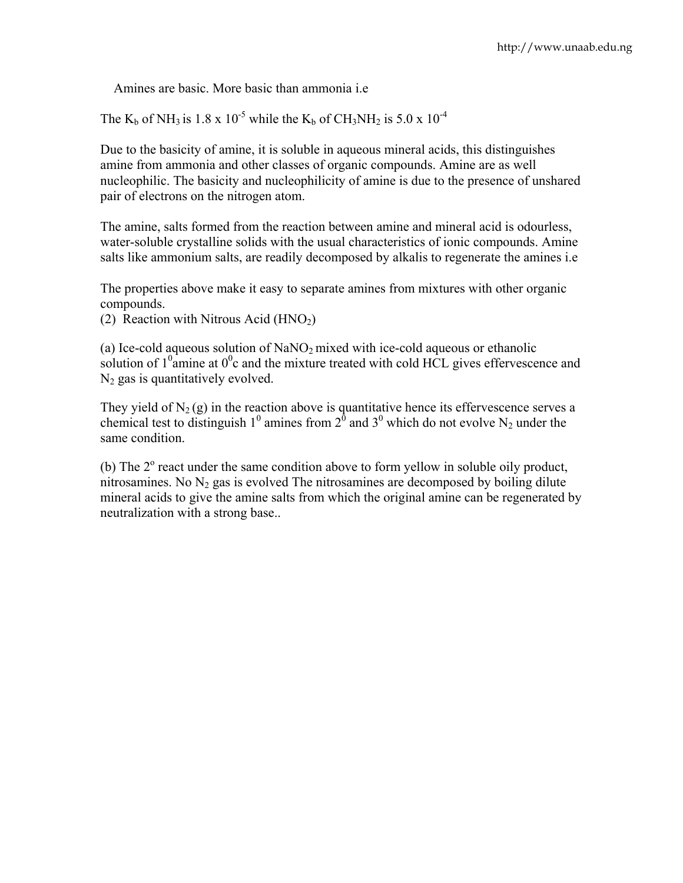Amines are basic. More basic than ammonia i.e

The $K_b$ of $NH_3$ is $1.8 \times 10^{-5}$ while the $K_b$ of $CH_3NH_2$ is $5.0 \times 10^{-4}$

Due to the basicity of amine, it is soluble in aqueous mineral acids, this distinguishes amine from ammonia and other classes of organic compounds. Amine are as well nucleophilic. The basicity and nucleophilicity of amine is due to the presence of unshared pair of electrons on the nitrogen atom.

The amine, salts formed from the reaction between amine and mineral acid is odourless, water-soluble crystalline solids with the usual characteristics of ionic compounds. Amine salts like ammonium salts, are readily decomposed by alkalis to regenerate the amines i.e

The properties above make it easy to separate amines from mixtures with other organic compounds.

(2) Reaction with Nitrous Acid ($HNO_2$)

(a) Ice-cold aqueous solution of $NaNO_2$ mixed with ice-cold aqueous or ethanolic solution of $1^0$amine at $0^0$c and the mixture treated with cold HCL gives effervescence and $N_2$ gas is quantitatively evolved.

They yield of $N_2$ (g) in the reaction above is quantitative hence its effervescence serves a chemical test to distinguish $1^0$ amines from $2^0$ and $3^0$ which do not evolve $N_2$ under the same condition.

(b) The $2^o$ react under the same condition above to form yellow in soluble oily product, nitrosamines. No $N_2$ gas is evolved The nitrosamines are decomposed by boiling dilute mineral acids to give the amine salts from which the original amine can be regenerated by neutralization with a strong base..